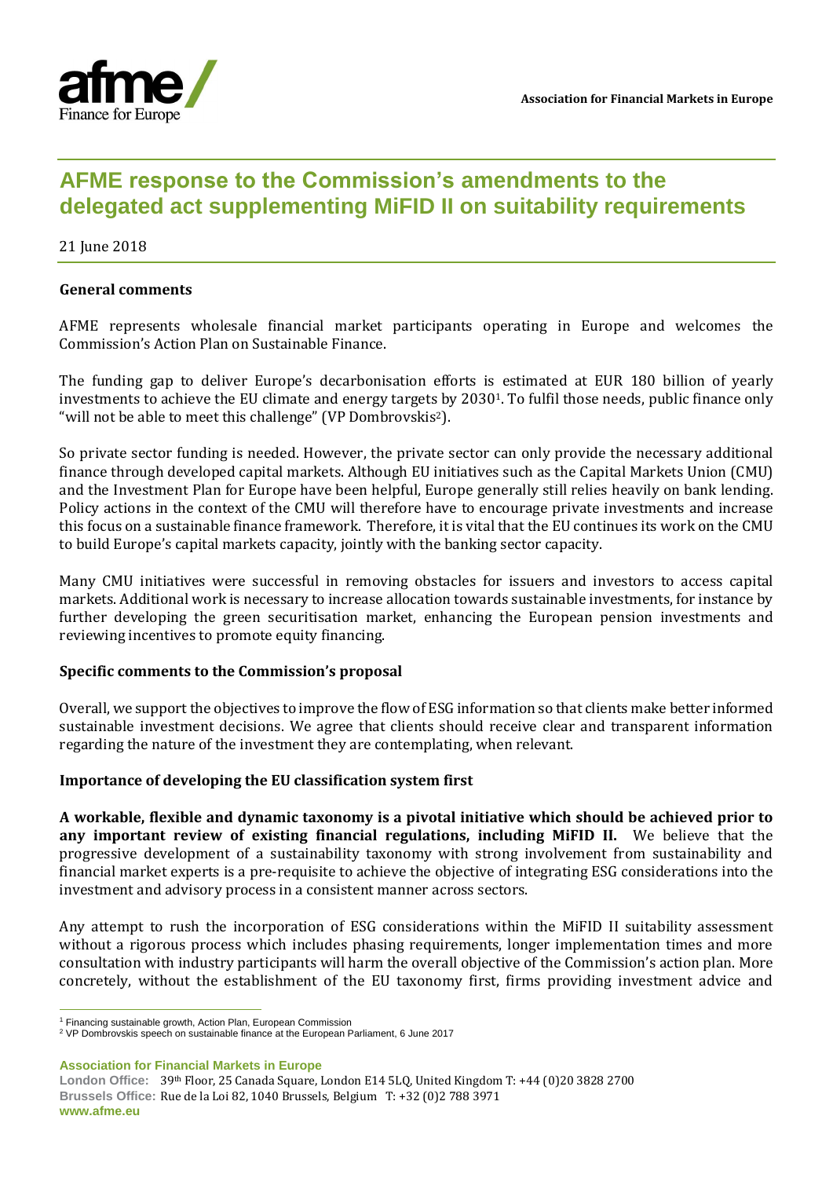# AFME response to the Commission's amendments to the delegated act supplementing MiFID II on suitability requirements

21 June 2018

**General comments**

AFME represents wholesale financial market participants operating in Europe and welcomes the Commission's Action Plan on Sustainable Finance.

The funding gap to deliver Europe's decarbonisation efforts is estimated at EUR 180 billion of yearly investments to achieve the EU climate and energy targets by 2030[1]. To fulfil those needs, public finance only "will not be able to meet this challenge" (VP Dombrovskis[2]).

So private sector funding is needed. However, the private sector can only provide the necessary additional finance through developed capital markets. Although EU initiatives such as the Capital Markets Union (CMU) and the Investment Plan for Europe have been helpful, Europe generally still relies heavily on bank lending. Policy actions in the context of the CMU will therefore have to encourage private investments and increase this focus on a sustainable finance framework. Therefore, it is vital that the EU continues its work on the CMU to build Europe's capital markets capacity, jointly with the banking sector capacity.

Many CMU initiatives were successful in removing obstacles for issuers and investors to access capital markets. Additional work is necessary to increase allocation towards sustainable investments, for instance by further developing the green securitisation market, enhancing the European pension investments and reviewing incentives to promote equity financing.

**Specific comments to the Commission's proposal**

Overall, we support the objectives to improve the flow of ESG information so that clients make better informed sustainable investment decisions. We agree that clients should receive clear and transparent information regarding the nature of the investment they are contemplating, when relevant.

**Importance of developing the EU classification system first**

**A workable, flexible and dynamic taxonomy is a pivotal initiative which should be achieved prior to any important review of existing financial regulations, including MiFID II.** We believe that the progressive development of a sustainability taxonomy with strong involvement from sustainability and financial market experts is a pre-requisite to achieve the objective of integrating ESG considerations into the investment and advisory process in a consistent manner across sectors.

Any attempt to rush the incorporation of ESG considerations within the MiFID II suitability assessment without a rigorous process which includes phasing requirements, longer implementation times and more consultation with industry participants will harm the overall objective of the Commission's action plan. More concretely, without the establishment of the EU taxonomy first, firms providing investment advice and

[1] Financing sustainable growth, Action Plan, European Commission

[2] VP Dombrovskis speech on sustainable finance at the European Parliament, 6 June 2017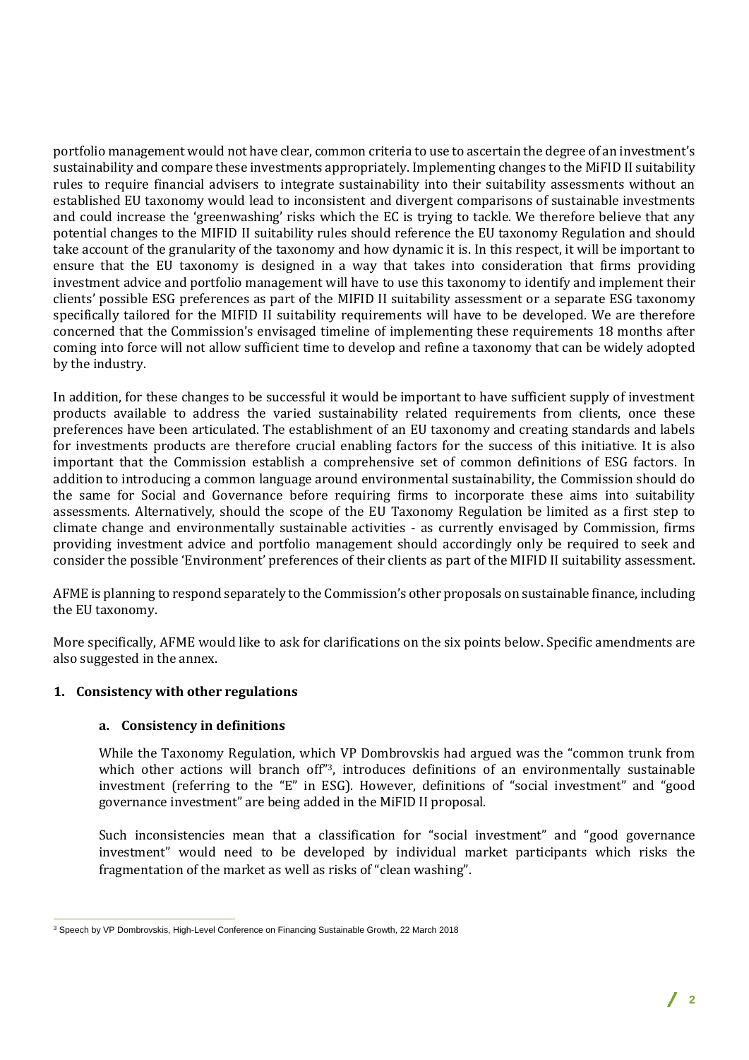portfolio management would not have clear, common criteria to use to ascertain the degree of an investment's sustainability and compare these investments appropriately. Implementing changes to the MiFID II suitability rules to require financial advisers to integrate sustainability into their suitability assessments without an established EU taxonomy would lead to inconsistent and divergent comparisons of sustainable investments and could increase the 'greenwashing' risks which the EC is trying to tackle. We therefore believe that any potential changes to the MIFID II suitability rules should reference the EU taxonomy Regulation and should take account of the granularity of the taxonomy and how dynamic it is. In this respect, it will be important to ensure that the EU taxonomy is designed in a way that takes into consideration that firms providing investment advice and portfolio management will have to use this taxonomy to identify and implement their clients' possible ESG preferences as part of the MIFID II suitability assessment or a separate ESG taxonomy specifically tailored for the MIFID II suitability requirements will have to be developed. We are therefore concerned that the Commission's envisaged timeline of implementing these requirements 18 months after coming into force will not allow sufficient time to develop and refine a taxonomy that can be widely adopted by the industry.

In addition, for these changes to be successful it would be important to have sufficient supply of investment products available to address the varied sustainability related requirements from clients, once these preferences have been articulated. The establishment of an EU taxonomy and creating standards and labels for investments products are therefore crucial enabling factors for the success of this initiative. It is also important that the Commission establish a comprehensive set of common definitions of ESG factors. In addition to introducing a common language around environmental sustainability, the Commission should do the same for Social and Governance before requiring firms to incorporate these aims into suitability assessments. Alternatively, should the scope of the EU Taxonomy Regulation be limited as a first step to climate change and environmentally sustainable activities - as currently envisaged by Commission, firms providing investment advice and portfolio management should accordingly only be required to seek and consider the possible 'Environment' preferences of their clients as part of the MIFID II suitability assessment.

AFME is planning to respond separately to the Commission's other proposals on sustainable finance, including the EU taxonomy.

More specifically, AFME would like to ask for clarifications on the six points below. Specific amendments are also suggested in the annex.

## 1. Consistency with other regulations

### a. Consistency in definitions

While the Taxonomy Regulation, which VP Dombrovskis had argued was the "common trunk from which other actions will branch off"[3], introduces definitions of an environmentally sustainable investment (referring to the "E" in ESG). However, definitions of "social investment" and "good governance investment" are being added in the MiFID II proposal.

Such inconsistencies mean that a classification for "social investment" and "good governance investment" would need to be developed by individual market participants which risks the fragmentation of the market as well as risks of "clean washing".

[3] Speech by VP Dombrovskis, High-Level Conference on Financing Sustainable Growth, 22 March 2018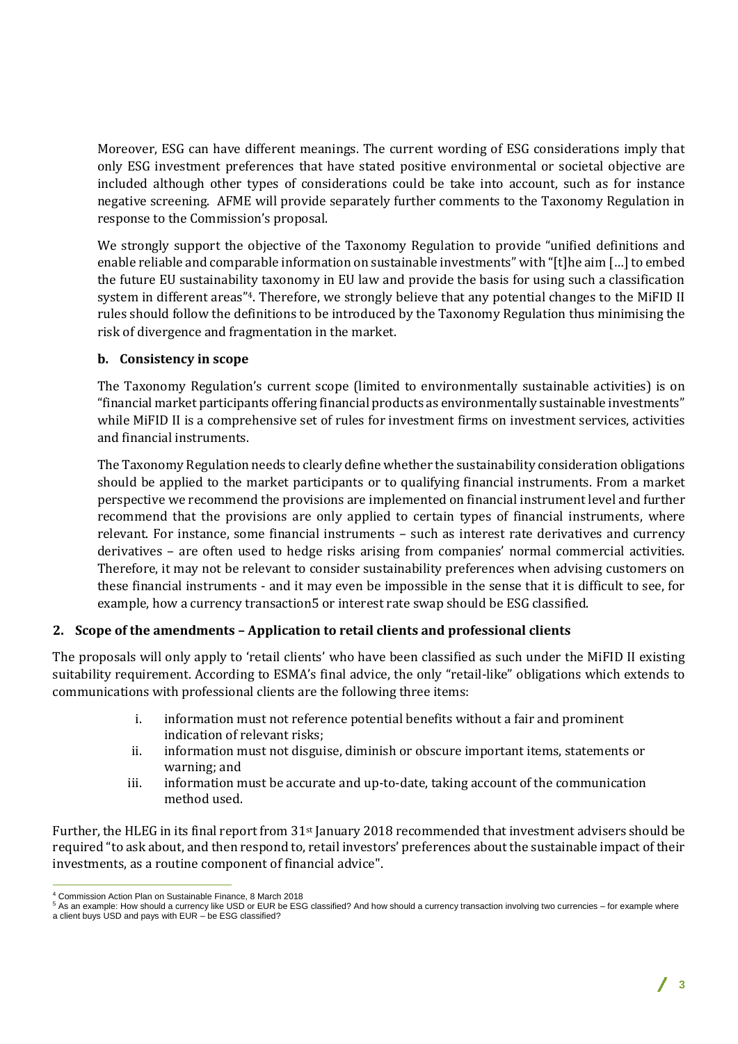Moreover, ESG can have different meanings. The current wording of ESG considerations imply that only ESG investment preferences that have stated positive environmental or societal objective are included although other types of considerations could be take into account, such as for instance negative screening. AFME will provide separately further comments to the Taxonomy Regulation in response to the Commission's proposal.

We strongly support the objective of the Taxonomy Regulation to provide "unified definitions and enable reliable and comparable information on sustainable investments" with "[t]he aim […] to embed the future EU sustainability taxonomy in EU law and provide the basis for using such a classification system in different areas"[4]. Therefore, we strongly believe that any potential changes to the MiFID II rules should follow the definitions to be introduced by the Taxonomy Regulation thus minimising the risk of divergence and fragmentation in the market.

### b. Consistency in scope

The Taxonomy Regulation's current scope (limited to environmentally sustainable activities) is on "financial market participants offering financial products as environmentally sustainable investments" while MiFID II is a comprehensive set of rules for investment firms on investment services, activities and financial instruments.

The Taxonomy Regulation needs to clearly define whether the sustainability consideration obligations should be applied to the market participants or to qualifying financial instruments. From a market perspective we recommend the provisions are implemented on financial instrument level and further recommend that the provisions are only applied to certain types of financial instruments, where relevant. For instance, some financial instruments – such as interest rate derivatives and currency derivatives – are often used to hedge risks arising from companies' normal commercial activities. Therefore, it may not be relevant to consider sustainability preferences when advising customers on these financial instruments - and it may even be impossible in the sense that it is difficult to see, for example, how a currency transaction[5] or interest rate swap should be ESG classified.

## 2. Scope of the amendments – Application to retail clients and professional clients

The proposals will only apply to 'retail clients' who have been classified as such under the MiFID II existing suitability requirement. According to ESMA's final advice, the only "retail-like" obligations which extends to communications with professional clients are the following three items:

i. information must not reference potential benefits without a fair and prominent indication of relevant risks;
ii. information must not disguise, diminish or obscure important items, statements or warning; and
iii. information must be accurate and up-to-date, taking account of the communication method used.

Further, the HLEG in its final report from 31st January 2018 recommended that investment advisers should be required "to ask about, and then respond to, retail investors' preferences about the sustainable impact of their investments, as a routine component of financial advice".

---

[4] Commission Action Plan on Sustainable Finance, 8 March 2018

[5] As an example: How should a currency like USD or EUR be ESG classified? And how should a currency transaction involving two currencies – for example where a client buys USD and pays with EUR – be ESG classified?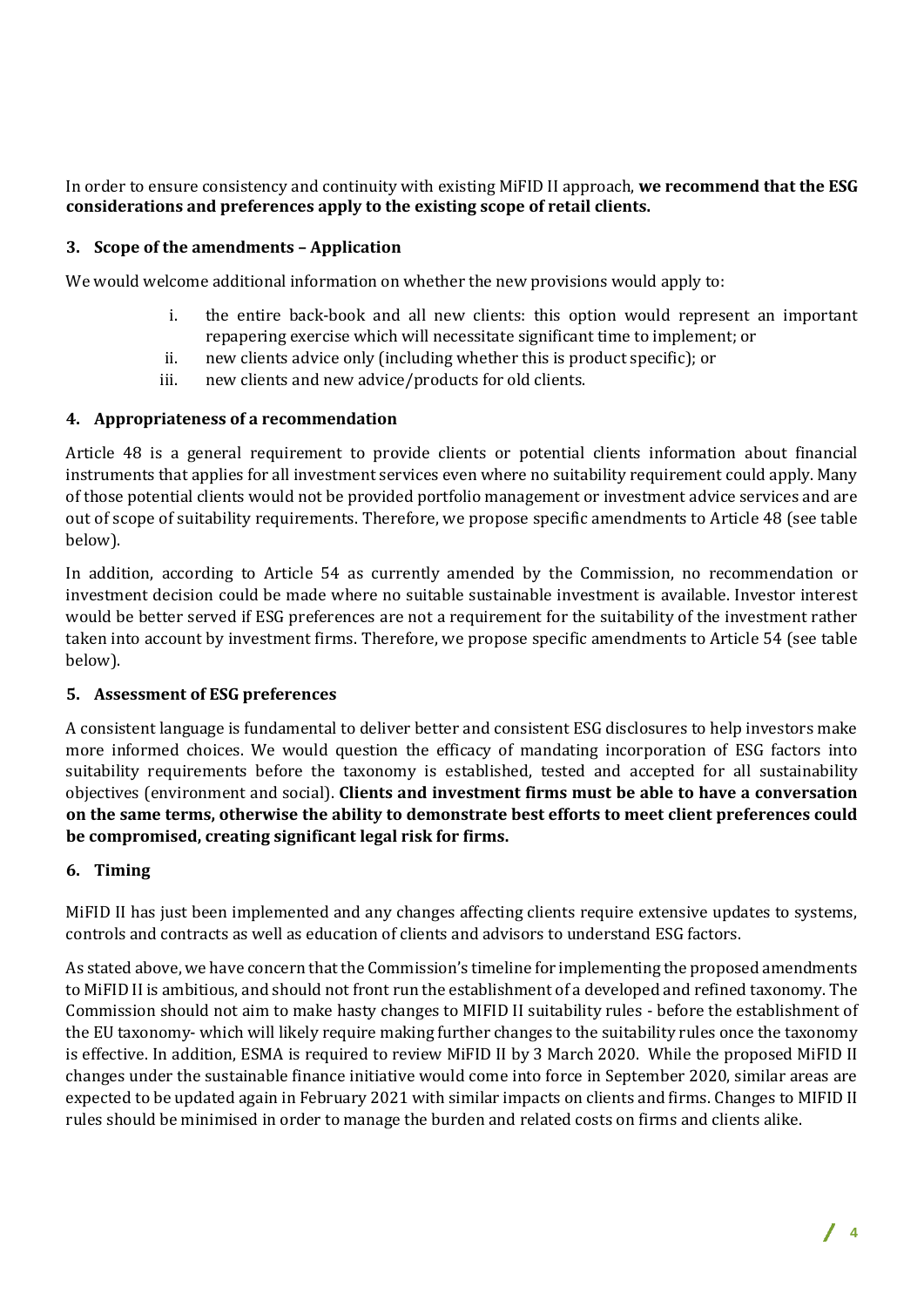In order to ensure consistency and continuity with existing MiFID II approach, **we recommend that the ESG considerations and preferences apply to the existing scope of retail clients.**

### 3. Scope of the amendments – Application

We would welcome additional information on whether the new provisions would apply to:

i. the entire back-book and all new clients: this option would represent an important repapering exercise which will necessitate significant time to implement; or
ii. new clients advice only (including whether this is product specific); or
iii. new clients and new advice/products for old clients.

### 4. Appropriateness of a recommendation

Article 48 is a general requirement to provide clients or potential clients information about financial instruments that applies for all investment services even where no suitability requirement could apply. Many of those potential clients would not be provided portfolio management or investment advice services and are out of scope of suitability requirements. Therefore, we propose specific amendments to Article 48 (see table below).

In addition, according to Article 54 as currently amended by the Commission, no recommendation or investment decision could be made where no suitable sustainable investment is available. Investor interest would be better served if ESG preferences are not a requirement for the suitability of the investment rather taken into account by investment firms. Therefore, we propose specific amendments to Article 54 (see table below).

### 5. Assessment of ESG preferences

A consistent language is fundamental to deliver better and consistent ESG disclosures to help investors make more informed choices. We would question the efficacy of mandating incorporation of ESG factors into suitability requirements before the taxonomy is established, tested and accepted for all sustainability objectives (environment and social). **Clients and investment firms must be able to have a conversation on the same terms, otherwise the ability to demonstrate best efforts to meet client preferences could be compromised, creating significant legal risk for firms.**

### 6. Timing

MiFID II has just been implemented and any changes affecting clients require extensive updates to systems, controls and contracts as well as education of clients and advisors to understand ESG factors.

As stated above, we have concern that the Commission's timeline for implementing the proposed amendments to MiFID II is ambitious, and should not front run the establishment of a developed and refined taxonomy. The Commission should not aim to make hasty changes to MIFID II suitability rules - before the establishment of the EU taxonomy- which will likely require making further changes to the suitability rules once the taxonomy is effective. In addition, ESMA is required to review MiFID II by 3 March 2020. While the proposed MiFID II changes under the sustainable finance initiative would come into force in September 2020, similar areas are expected to be updated again in February 2021 with similar impacts on clients and firms. Changes to MIFID II rules should be minimised in order to manage the burden and related costs on firms and clients alike.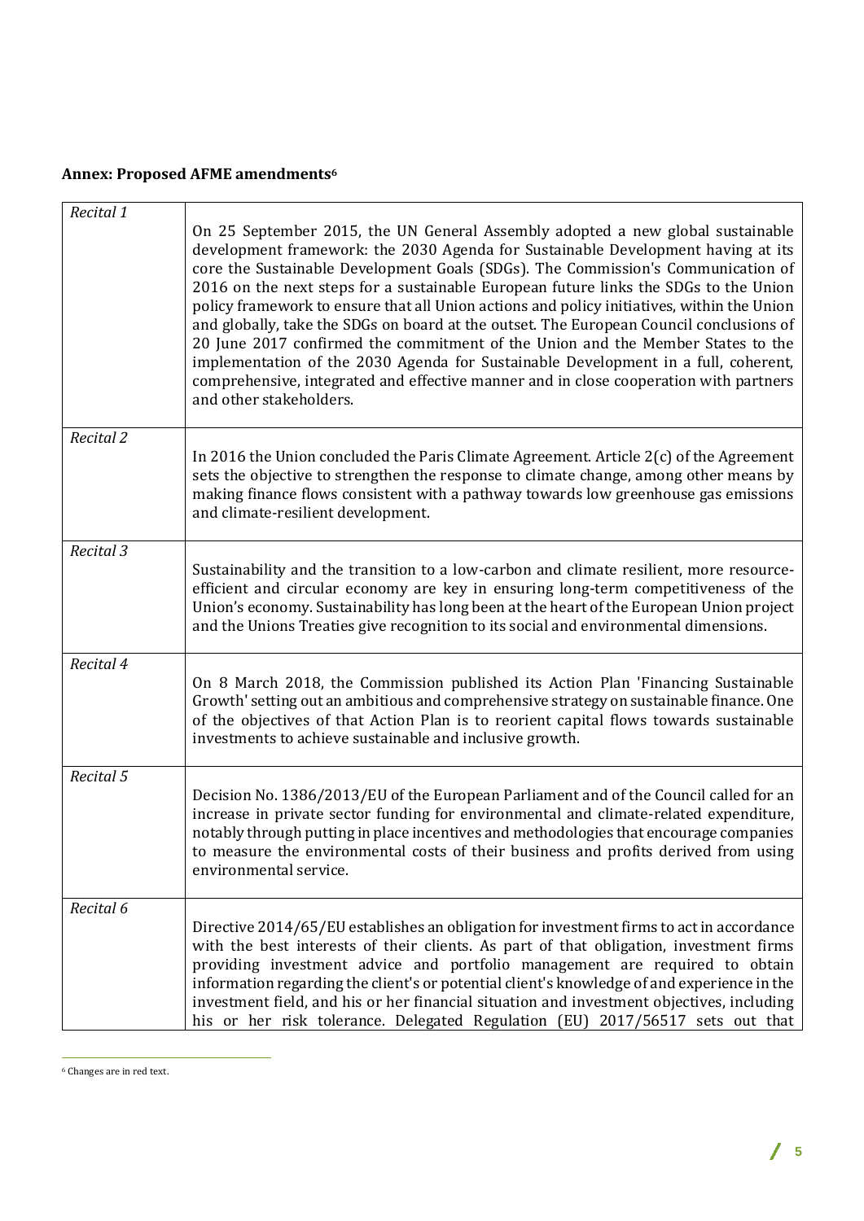### Annex: Proposed AFME amendments[6]

| | |
|---|---|
| *Recital 1* | On 25 September 2015, the UN General Assembly adopted a new global sustainable development framework: the 2030 Agenda for Sustainable Development having at its core the Sustainable Development Goals (SDGs). The Commission's Communication of 2016 on the next steps for a sustainable European future links the SDGs to the Union policy framework to ensure that all Union actions and policy initiatives, within the Union and globally, take the SDGs on board at the outset. The European Council conclusions of 20 June 2017 confirmed the commitment of the Union and the Member States to the implementation of the 2030 Agenda for Sustainable Development in a full, coherent, comprehensive, integrated and effective manner and in close cooperation with partners and other stakeholders. |
| *Recital 2* | In 2016 the Union concluded the Paris Climate Agreement. Article 2(c) of the Agreement sets the objective to strengthen the response to climate change, among other means by making finance flows consistent with a pathway towards low greenhouse gas emissions and climate-resilient development. |
| *Recital 3* | Sustainability and the transition to a low-carbon and climate resilient, more resource-efficient and circular economy are key in ensuring long-term competitiveness of the Union's economy. Sustainability has long been at the heart of the European Union project and the Unions Treaties give recognition to its social and environmental dimensions. |
| *Recital 4* | On 8 March 2018, the Commission published its Action Plan 'Financing Sustainable Growth' setting out an ambitious and comprehensive strategy on sustainable finance. One of the objectives of that Action Plan is to reorient capital flows towards sustainable investments to achieve sustainable and inclusive growth. |
| *Recital 5* | Decision No. 1386/2013/EU of the European Parliament and of the Council called for an increase in private sector funding for environmental and climate-related expenditure, notably through putting in place incentives and methodologies that encourage companies to measure the environmental costs of their business and profits derived from using environmental service. |
| *Recital 6* | Directive 2014/65/EU establishes an obligation for investment firms to act in accordance with the best interests of their clients. As part of that obligation, investment firms providing investment advice and portfolio management are required to obtain information regarding the client's or potential client's knowledge of and experience in the investment field, and his or her financial situation and investment objectives, including his or her risk tolerance. Delegated Regulation (EU) 2017/56517 sets out that |

[6] Changes are in red text.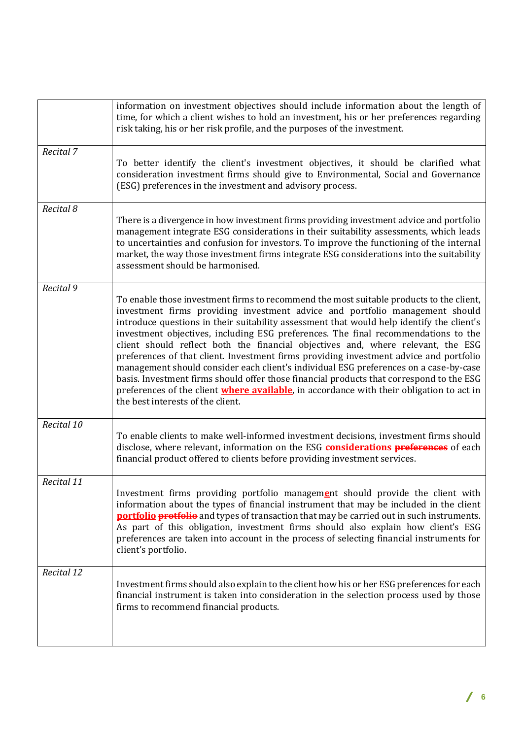|  |  |
|---|---|
|  | information on investment objectives should include information about the length of time, for which a client wishes to hold an investment, his or her preferences regarding risk taking, his or her risk profile, and the purposes of the investment. |
| *Recital 7* | To better identify the client's investment objectives, it should be clarified what consideration investment firms should give to Environmental, Social and Governance (ESG) preferences in the investment and advisory process. |
| *Recital 8* | There is a divergence in how investment firms providing investment advice and portfolio management integrate ESG considerations in their suitability assessments, which leads to uncertainties and confusion for investors. To improve the functioning of the internal market, the way those investment firms integrate ESG considerations into the suitability assessment should be harmonised. |
| *Recital 9* | To enable those investment firms to recommend the most suitable products to the client, investment firms providing investment advice and portfolio management should introduce questions in their suitability assessment that would help identify the client's investment objectives, including ESG preferences. The final recommendations to the client should reflect both the financial objectives and, where relevant, the ESG preferences of that client. Investment firms providing investment advice and portfolio management should consider each client's individual ESG preferences on a case-by-case basis. Investment firms should offer those financial products that correspond to the ESG preferences of the client **where available**, in accordance with their obligation to act in the best interests of the client. |
| *Recital 10* | To enable clients to make well-informed investment decisions, investment firms should disclose, where relevant, information on the ESG **considerations** ~~preferences~~ of each financial product offered to clients before providing investment services. |
| *Recital 11* | Investment firms providing portfolio managem**e**nt should provide the client with information about the types of financial instrument that may be included in the client **portfolio** ~~protfolio~~ and types of transaction that may be carried out in such instruments. As part of this obligation, investment firms should also explain how client's ESG preferences are taken into account in the process of selecting financial instruments for client's portfolio. |
| *Recital 12* | Investment firms should also explain to the client how his or her ESG preferences for each financial instrument is taken into consideration in the selection process used by those firms to recommend financial products. |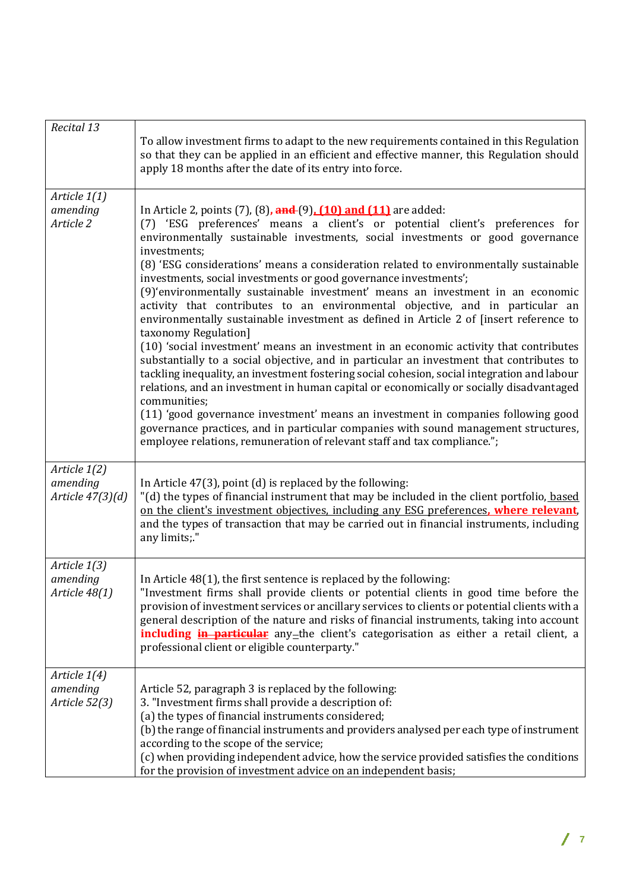| | |
|---|---|
| *Recital 13* | To allow investment firms to adapt to the new requirements contained in this Regulation so that they can be applied in an efficient and effective manner, this Regulation should apply 18 months after the date of its entry into force. |
| *Article 1(1) amending Article 2* | In Article 2, points (7), (8)**,** ~~**and**~~ (9)**, (10) and (11)** are added:<br>(7) 'ESG preferences' means a client's or potential client's preferences for environmentally sustainable investments, social investments or good governance investments;<br>(8) 'ESG considerations' means a consideration related to environmentally sustainable investments, social investments or good governance investments';<br>(9)'environmentally sustainable investment' means an investment in an economic activity that contributes to an environmental objective, and in particular an environmentally sustainable investment as defined in Article 2 of [insert reference to taxonomy Regulation]<br>(10) 'social investment' means an investment in an economic activity that contributes substantially to a social objective, and in particular an investment that contributes to tackling inequality, an investment fostering social cohesion, social integration and labour relations, and an investment in human capital or economically or socially disadvantaged communities;<br>(11) 'good governance investment' means an investment in companies following good governance practices, and in particular companies with sound management structures, employee relations, remuneration of relevant staff and tax compliance.''; |
| *Article 1(2) amending Article 47(3)(d)* | In Article 47(3), point (d) is replaced by the following:<br>"(d) the types of financial instrument that may be included in the client portfolio, based on the client's investment objectives, including any ESG preferences**, where relevant**, and the types of transaction that may be carried out in financial instruments, including any limits;." |
| *Article 1(3) amending Article 48(1)* | In Article 48(1), the first sentence is replaced by the following:<br>"Investment firms shall provide clients or potential clients in good time before the provision of investment services or ancillary services to clients or potential clients with a general description of the nature and risks of financial instruments, taking into account **including** ~~**in particular**~~ any the client's categorisation as either a retail client, a professional client or eligible counterparty." |
| *Article 1(4) amending Article 52(3)* | Article 52, paragraph 3 is replaced by the following:<br>3. "Investment firms shall provide a description of:<br>(a) the types of financial instruments considered;<br>(b) the range of financial instruments and providers analysed per each type of instrument according to the scope of the service;<br>(c) when providing independent advice, how the service provided satisfies the conditions for the provision of investment advice on an independent basis; |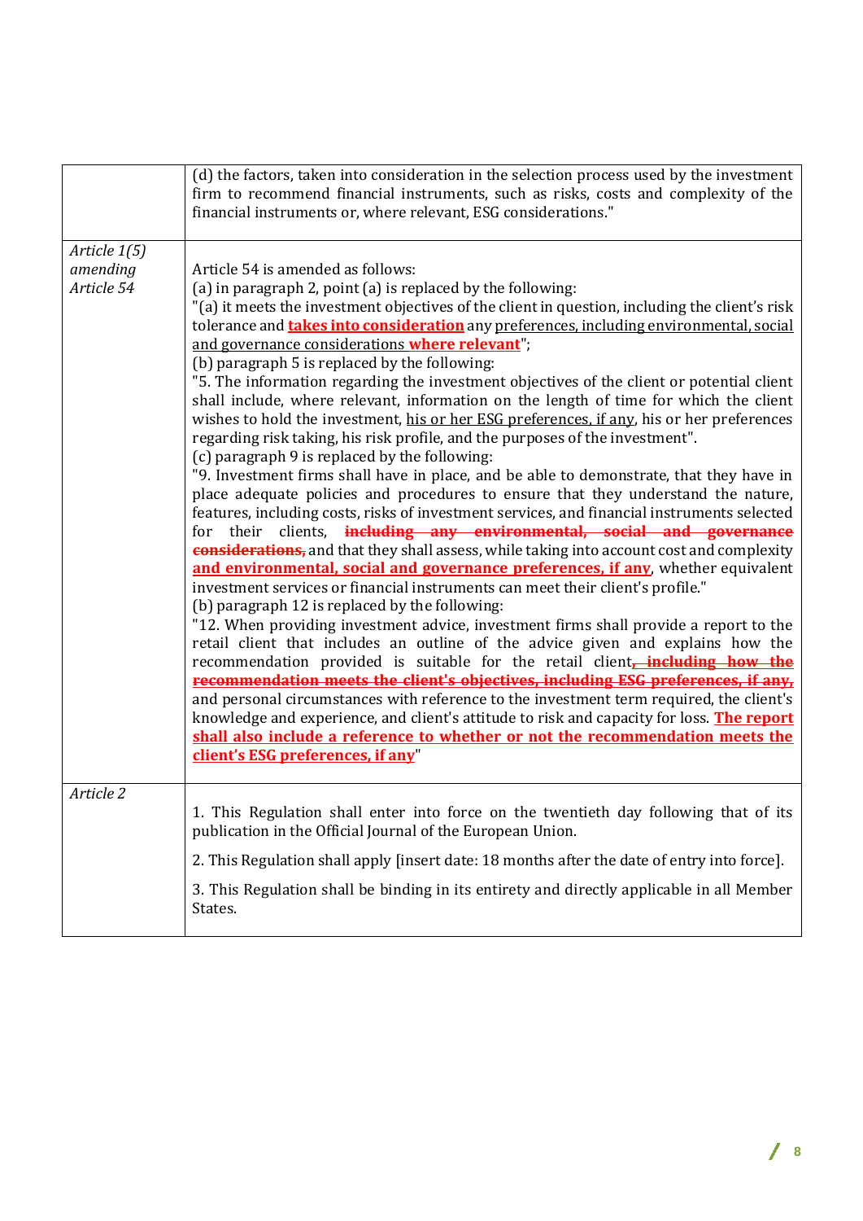| | |
|---|---|
| | (d) the factors, taken into consideration in the selection process used by the investment firm to recommend financial instruments, such as risks, costs and complexity of the financial instruments or, where relevant, ESG considerations." |
| *Article 1(5) amending Article 54* | Article 54 is amended as follows:<br>(a) in paragraph 2, point (a) is replaced by the following:<br>"(a) it meets the investment objectives of the client in question, including the client's risk tolerance and **takes into consideration** any preferences, including environmental, social and governance considerations **where relevant**";<br>(b) paragraph 5 is replaced by the following:<br>"5. The information regarding the investment objectives of the client or potential client shall include, where relevant, information on the length of time for which the client wishes to hold the investment, his or her ESG preferences, if any, his or her preferences regarding risk taking, his risk profile, and the purposes of the investment".<br>(c) paragraph 9 is replaced by the following:<br>"9. Investment firms shall have in place, and be able to demonstrate, that they have in place adequate policies and procedures to ensure that they understand the nature, features, including costs, risks of investment services, and financial instruments selected for their clients, ~~including any environmental, social and governance considerations,~~ and that they shall assess, while taking into account cost and complexity **and environmental, social and governance preferences, if any**, whether equivalent investment services or financial instruments can meet their client's profile."<br>(b) paragraph 12 is replaced by the following:<br>"12. When providing investment advice, investment firms shall provide a report to the retail client that includes an outline of the advice given and explains how the recommendation provided is suitable for the retail client~~, including how the recommendation meets the client's objectives, including ESG preferences, if any,~~ and personal circumstances with reference to the investment term required, the client's knowledge and experience, and client's attitude to risk and capacity for loss. **The report shall also include a reference to whether or not the recommendation meets the client's ESG preferences, if any**" |
| *Article 2* | 1. This Regulation shall enter into force on the twentieth day following that of its publication in the Official Journal of the European Union.<br><br>2. This Regulation shall apply [insert date: 18 months after the date of entry into force].<br><br>3. This Regulation shall be binding in its entirety and directly applicable in all Member States. |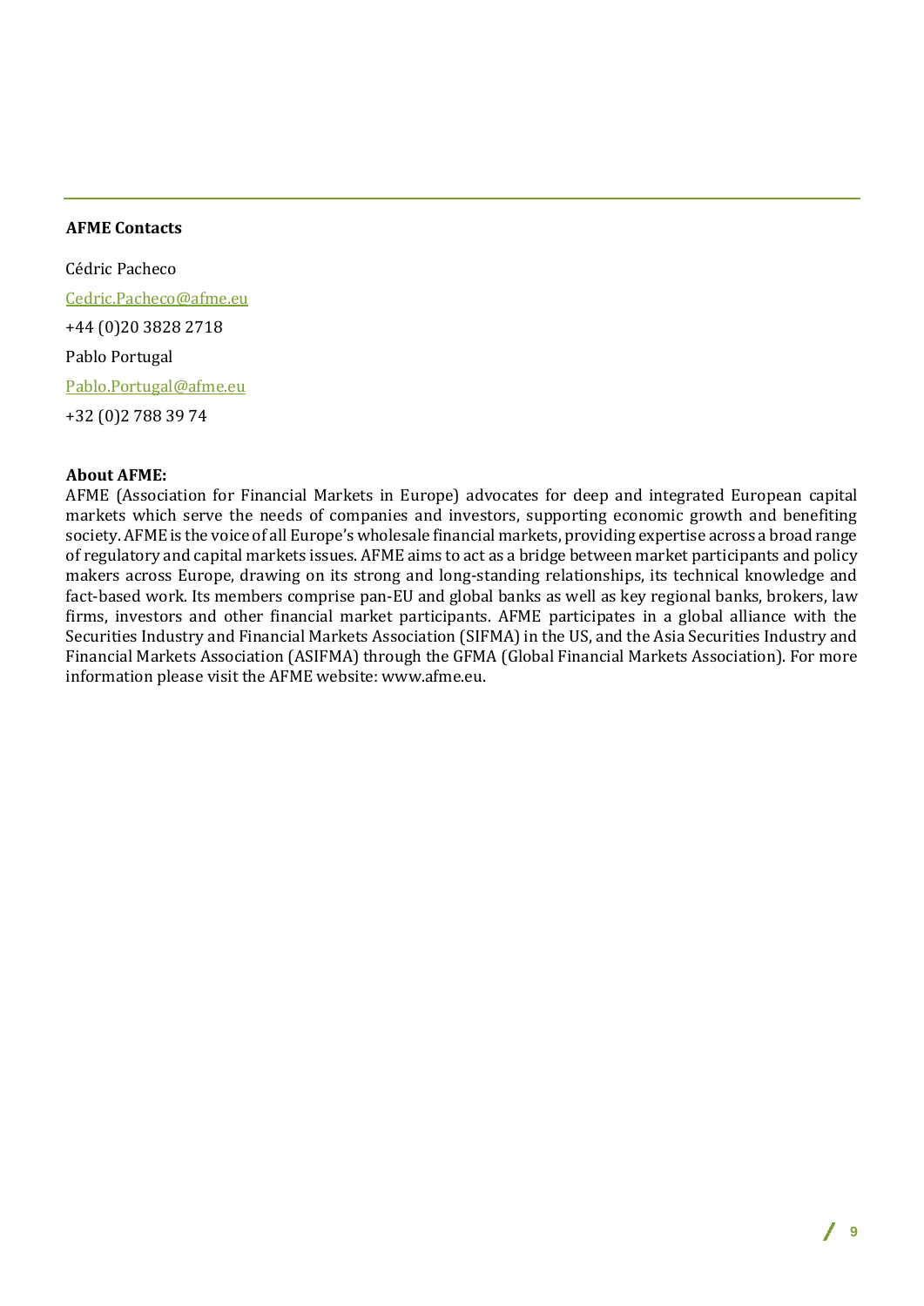**AFME Contacts**

Cédric Pacheco

Cedric.Pacheco@afme.eu

+44 (0)20 3828 2718

Pablo Portugal

Pablo.Portugal@afme.eu

+32 (0)2 788 39 74

**About AFME:**

AFME (Association for Financial Markets in Europe) advocates for deep and integrated European capital markets which serve the needs of companies and investors, supporting economic growth and benefiting society. AFME is the voice of all Europe's wholesale financial markets, providing expertise across a broad range of regulatory and capital markets issues. AFME aims to act as a bridge between market participants and policy makers across Europe, drawing on its strong and long-standing relationships, its technical knowledge and fact-based work. Its members comprise pan-EU and global banks as well as key regional banks, brokers, law firms, investors and other financial market participants. AFME participates in a global alliance with the Securities Industry and Financial Markets Association (SIFMA) in the US, and the Asia Securities Industry and Financial Markets Association (ASIFMA) through the GFMA (Global Financial Markets Association). For more information please visit the AFME website: www.afme.eu.